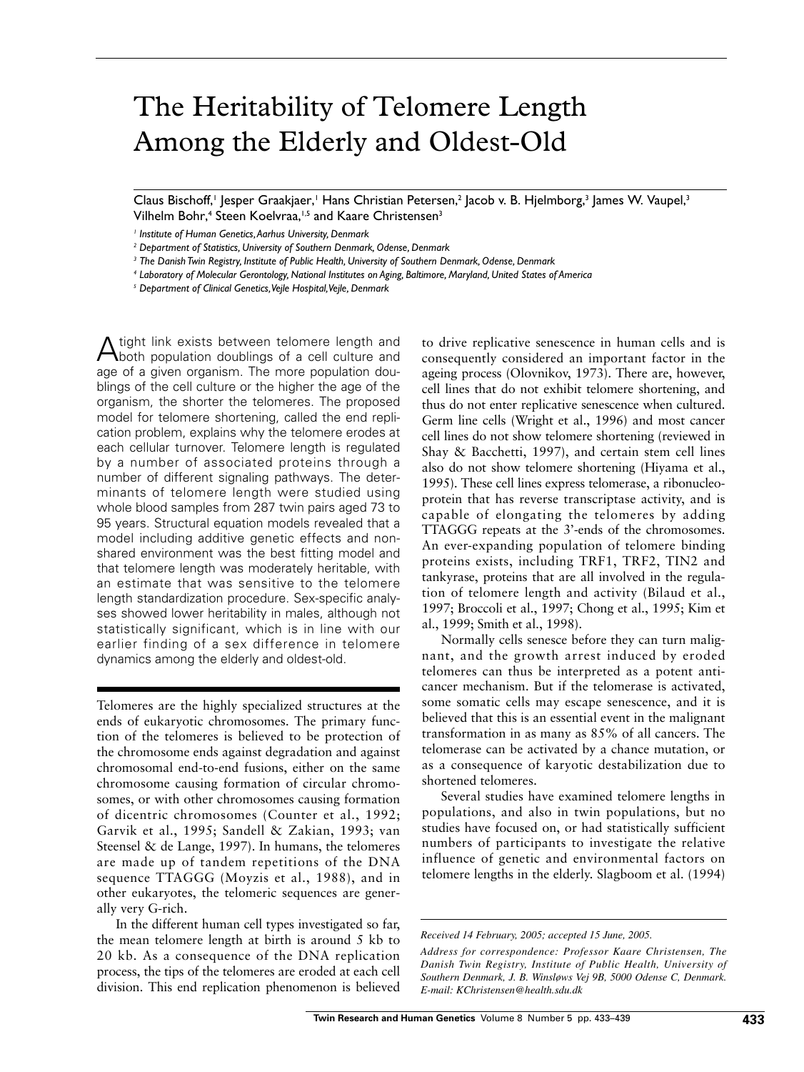# The Heritability of Telomere Length Among the Elderly and Oldest-Old

Claus Bischoff,[1] Jesper Graakjaer,[1] Hans Christian Petersen,[2] Jacob v. B. Hjelmborg,[3] James W. Vaupel,[3] Vilhelm Bohr,[4] Steen Koelvraa,[1,5] and Kaare Christensen[3]

*[1] Institute of Human Genetics, Aarhus University, Denmark*
*[2] Department of Statistics, University of Southern Denmark, Odense, Denmark*
*[3] The Danish Twin Registry, Institute of Public Health, University of Southern Denmark, Odense, Denmark*
*[4] Laboratory of Molecular Gerontology, National Institutes on Aging, Baltimore, Maryland, United States of America*
*[5] Department of Clinical Genetics, Vejle Hospital, Vejle, Denmark*

A tight link exists between telomere length and both population doublings of a cell culture and age of a given organism. The more population doublings of the cell culture or the higher the age of the organism, the shorter the telomeres. The proposed model for telomere shortening, called the end replication problem, explains why the telomere erodes at each cellular turnover. Telomere length is regulated by a number of associated proteins through a number of different signaling pathways. The determinants of telomere length were studied using whole blood samples from 287 twin pairs aged 73 to 95 years. Structural equation models revealed that a model including additive genetic effects and nonshared environment was the best fitting model and that telomere length was moderately heritable, with an estimate that was sensitive to the telomere length standardization procedure. Sex-specific analyses showed lower heritability in males, although not statistically significant, which is in line with our earlier finding of a sex difference in telomere dynamics among the elderly and oldest-old.

Telomeres are the highly specialized structures at the ends of eukaryotic chromosomes. The primary function of the telomeres is believed to be protection of the chromosome ends against degradation and against chromosomal end-to-end fusions, either on the same chromosome causing formation of circular chromosomes, or with other chromosomes causing formation of dicentric chromosomes (Counter et al., 1992; Garvik et al., 1995; Sandell & Zakian, 1993; van Steensel & de Lange, 1997). In humans, the telomeres are made up of tandem repetitions of the DNA sequence TTAGGG (Moyzis et al., 1988), and in other eukaryotes, the telomeric sequences are generally very G-rich.

In the different human cell types investigated so far, the mean telomere length at birth is around 5 kb to 20 kb. As a consequence of the DNA replication process, the tips of the telomeres are eroded at each cell division. This end replication phenomenon is believed to drive replicative senescence in human cells and is consequently considered an important factor in the ageing process (Olovnikov, 1973). There are, however, cell lines that do not exhibit telomere shortening, and thus do not enter replicative senescence when cultured. Germ line cells (Wright et al., 1996) and most cancer cell lines do not show telomere shortening (reviewed in Shay & Bacchetti, 1997), and certain stem cell lines also do not show telomere shortening (Hiyama et al., 1995). These cell lines express telomerase, a ribonucleoprotein that has reverse transcriptase activity, and is capable of elongating the telomeres by adding TTAGGG repeats at the 3'-ends of the chromosomes. An ever-expanding population of telomere binding proteins exists, including TRF1, TRF2, TIN2 and tankyrase, proteins that are all involved in the regulation of telomere length and activity (Bilaud et al., 1997; Broccoli et al., 1997; Chong et al., 1995; Kim et al., 1999; Smith et al., 1998).

Normally cells senesce before they can turn malignant, and the growth arrest induced by eroded telomeres can thus be interpreted as a potent anticancer mechanism. But if the telomerase is activated, some somatic cells may escape senescence, and it is believed that this is an essential event in the malignant transformation in as many as 85% of all cancers. The telomerase can be activated by a chance mutation, or as a consequence of karyotic destabilization due to shortened telomeres.

Several studies have examined telomere lengths in populations, and also in twin populations, but no studies have focused on, or had statistically sufficient numbers of participants to investigate the relative influence of genetic and environmental factors on telomere lengths in the elderly. Slagboom et al. (1994)

*Received 14 February, 2005; accepted 15 June, 2005.*

*Address for correspondence: Professor Kaare Christensen, The Danish Twin Registry, Institute of Public Health, University of Southern Denmark, J. B. Winsløws Vej 9B, 5000 Odense C, Denmark. E-mail: KChristensen@health.sdu.dk*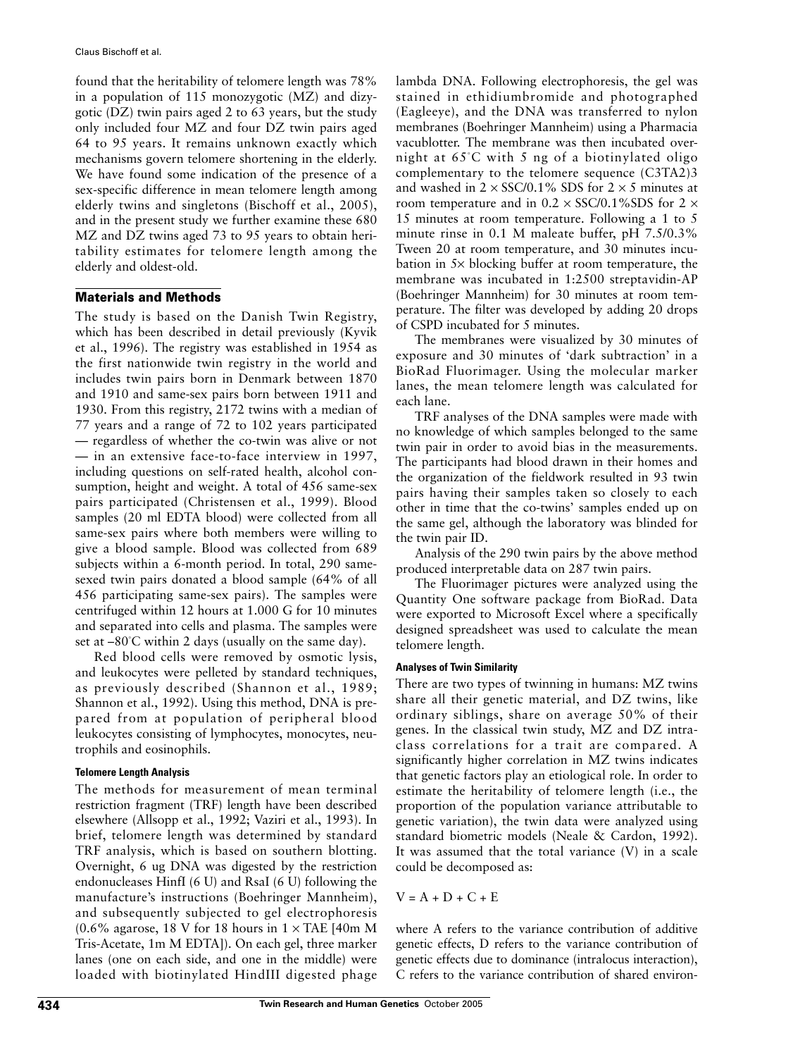found that the heritability of telomere length was 78% in a population of 115 monozygotic (MZ) and dizygotic (DZ) twin pairs aged 2 to 63 years, but the study only included four MZ and four DZ twin pairs aged 64 to 95 years. It remains unknown exactly which mechanisms govern telomere shortening in the elderly. We have found some indication of the presence of a sex-specific difference in mean telomere length among elderly twins and singletons (Bischoff et al., 2005), and in the present study we further examine these 680 MZ and DZ twins aged 73 to 95 years to obtain heritability estimates for telomere length among the elderly and oldest-old.

## Materials and Methods

The study is based on the Danish Twin Registry, which has been described in detail previously (Kyvik et al., 1996). The registry was established in 1954 as the first nationwide twin registry in the world and includes twin pairs born in Denmark between 1870 and 1910 and same-sex pairs born between 1911 and 1930. From this registry, 2172 twins with a median of 77 years and a range of 72 to 102 years participated — regardless of whether the co-twin was alive or not — in an extensive face-to-face interview in 1997, including questions on self-rated health, alcohol consumption, height and weight. A total of 456 same-sex pairs participated (Christensen et al., 1999). Blood samples (20 ml EDTA blood) were collected from all same-sex pairs where both members were willing to give a blood sample. Blood was collected from 689 subjects within a 6-month period. In total, 290 same-sexed twin pairs donated a blood sample (64% of all 456 participating same-sex pairs). The samples were centrifuged within 12 hours at 1.000 G for 10 minutes and separated into cells and plasma. The samples were set at –80°C within 2 days (usually on the same day).

Red blood cells were removed by osmotic lysis, and leukocytes were pelleted by standard techniques, as previously described (Shannon et al., 1989; Shannon et al., 1992). Using this method, DNA is prepared from at population of peripheral blood leukocytes consisting of lymphocytes, monocytes, neutrophils and eosinophils.

### Telomere Length Analysis

The methods for measurement of mean terminal restriction fragment (TRF) length have been described elsewhere (Allsopp et al., 1992; Vaziri et al., 1993). In brief, telomere length was determined by standard TRF analysis, which is based on southern blotting. Overnight, 6 ug DNA was digested by the restriction endonucleases HinfI (6 U) and RsaI (6 U) following the manufacture's instructions (Boehringer Mannheim), and subsequently subjected to gel electrophoresis (0.6% agarose, 18 V for 18 hours in 1 × TAE [40m M Tris-Acetate, 1m M EDTA]). On each gel, three marker lanes (one on each side, and one in the middle) were loaded with biotinylated HindIII digested phage lambda DNA. Following electrophoresis, the gel was stained in ethidiumbromide and photographed (Eagleeye), and the DNA was transferred to nylon membranes (Boehringer Mannheim) using a Pharmacia vacublotter. The membrane was then incubated overnight at 65°C with 5 ng of a biotinylated oligo complementary to the telomere sequence (C3TA2)3 and washed in 2 × SSC/0.1% SDS for 2 × 5 minutes at room temperature and in 0.2 × SSC/0.1%SDS for 2 × 15 minutes at room temperature. Following a 1 to 5 minute rinse in 0.1 M maleate buffer, pH 7.5/0.3% Tween 20 at room temperature, and 30 minutes incubation in 5× blocking buffer at room temperature, the membrane was incubated in 1:2500 streptavidin-AP (Boehringer Mannheim) for 30 minutes at room temperature. The filter was developed by adding 20 drops of CSPD incubated for 5 minutes.

The membranes were visualized by 30 minutes of exposure and 30 minutes of 'dark subtraction' in a BioRad Fluorimager. Using the molecular marker lanes, the mean telomere length was calculated for each lane.

TRF analyses of the DNA samples were made with no knowledge of which samples belonged to the same twin pair in order to avoid bias in the measurements. The participants had blood drawn in their homes and the organization of the fieldwork resulted in 93 twin pairs having their samples taken so closely to each other in time that the co-twins' samples ended up on the same gel, although the laboratory was blinded for the twin pair ID.

Analysis of the 290 twin pairs by the above method produced interpretable data on 287 twin pairs.

The Fluorimager pictures were analyzed using the Quantity One software package from BioRad. Data were exported to Microsoft Excel where a specifically designed spreadsheet was used to calculate the mean telomere length.

### Analyses of Twin Similarity

There are two types of twinning in humans: MZ twins share all their genetic material, and DZ twins, like ordinary siblings, share on average 50% of their genes. In the classical twin study, MZ and DZ intraclass correlations for a trait are compared. A significantly higher correlation in MZ twins indicates that genetic factors play an etiological role. In order to estimate the heritability of telomere length (i.e., the proportion of the population variance attributable to genetic variation), the twin data were analyzed using standard biometric models (Neale & Cardon, 1992). It was assumed that the total variance (V) in a scale could be decomposed as:

$$V = A + D + C + E$$

where A refers to the variance contribution of additive genetic effects, D refers to the variance contribution of genetic effects due to dominance (intralocus interaction), C refers to the variance contribution of shared environ-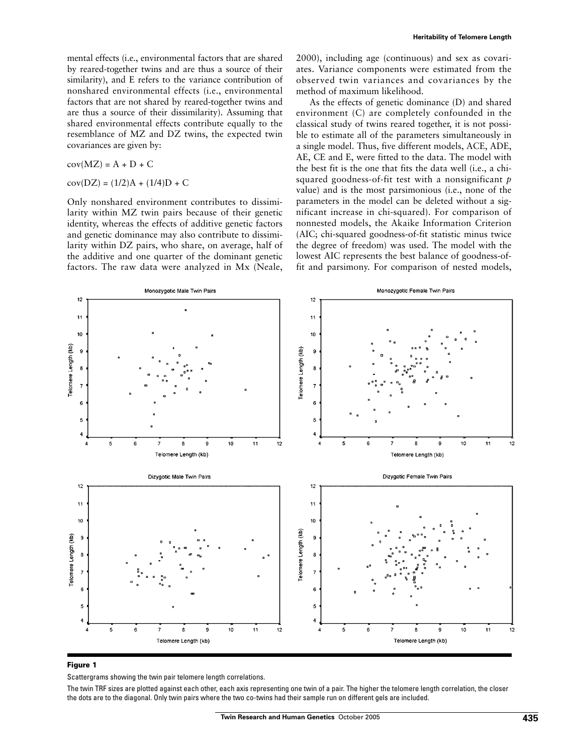mental effects (i.e., environmental factors that are shared by reared-together twins and are thus a source of their similarity), and E refers to the variance contribution of nonshared environmental effects (i.e., environmental factors that are not shared by reared-together twins and are thus a source of their dissimilarity). Assuming that shared environmental effects contribute equally to the resemblance of MZ and DZ twins, the expected twin covariances are given by:

$$\mathrm{cov(MZ)} = A + D + C$$

$$\mathrm{cov(DZ)} = (1/2)A + (1/4)D + C$$

Only nonshared environment contributes to dissimilarity within MZ twin pairs because of their genetic identity, whereas the effects of additive genetic factors and genetic dominance may also contribute to dissimilarity within DZ pairs, who share, on average, half of the additive and one quarter of the dominant genetic factors. The raw data were analyzed in Mx (Neale, 2000), including age (continuous) and sex as covariates. Variance components were estimated from the observed twin variances and covariances by the method of maximum likelihood.

As the effects of genetic dominance (D) and shared environment (C) are completely confounded in the classical study of twins reared together, it is not possible to estimate all of the parameters simultaneously in a single model. Thus, five different models, ACE, ADE, AE, CE and E, were fitted to the data. The model with the best fit is the one that fits the data well (i.e., a chi-squared goodness-of-fit test with a nonsignificant *p* value) and is the most parsimonious (i.e., none of the parameters in the model can be deleted without a significant increase in chi-squared). For comparison of nonnested models, the Akaike Information Criterion (AIC; chi-squared goodness-of-fit statistic minus twice the degree of freedom) was used. The model with the lowest AIC represents the best balance of goodness-of-fit and parsimony. For comparison of nested models,

**Figure 1**

Scattergrams showing the twin pair telomere length correlations.

The twin TRF sizes are plotted against each other, each axis representing one twin of a pair. The higher the telomere length correlation, the closer the dots are to the diagonal. Only twin pairs where the two co-twins had their sample run on different gels are included.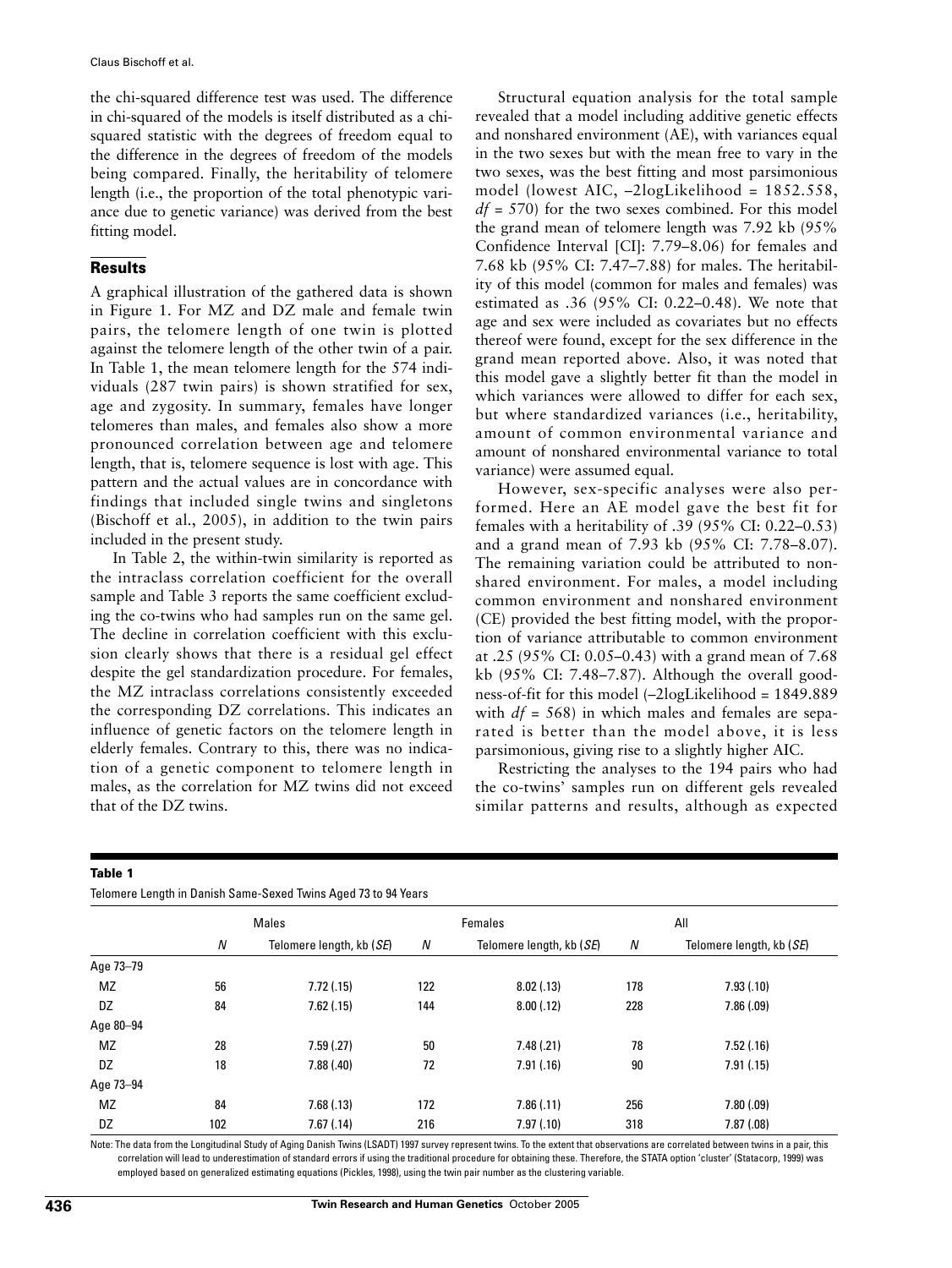the chi-squared difference test was used. The difference in chi-squared of the models is itself distributed as a chi-squared statistic with the degrees of freedom equal to the difference in the degrees of freedom of the models being compared. Finally, the heritability of telomere length (i.e., the proportion of the total phenotypic variance due to genetic variance) was derived from the best fitting model.

## Results

A graphical illustration of the gathered data is shown in Figure 1. For MZ and DZ male and female twin pairs, the telomere length of one twin is plotted against the telomere length of the other twin of a pair. In Table 1, the mean telomere length for the 574 individuals (287 twin pairs) is shown stratified for sex, age and zygosity. In summary, females have longer telomeres than males, and females also show a more pronounced correlation between age and telomere length, that is, telomere sequence is lost with age. This pattern and the actual values are in concordance with findings that included single twins and singletons (Bischoff et al., 2005), in addition to the twin pairs included in the present study.

In Table 2, the within-twin similarity is reported as the intraclass correlation coefficient for the overall sample and Table 3 reports the same coefficient excluding the co-twins who had samples run on the same gel. The decline in correlation coefficient with this exclusion clearly shows that there is a residual gel effect despite the gel standardization procedure. For females, the MZ intraclass correlations consistently exceeded the corresponding DZ correlations. This indicates an influence of genetic factors on the telomere length in elderly females. Contrary to this, there was no indication of a genetic component to telomere length in males, as the correlation for MZ twins did not exceed that of the DZ twins.

Structural equation analysis for the total sample revealed that a model including additive genetic effects and nonshared environment (AE), with variances equal in the two sexes but with the mean free to vary in the two sexes, was the best fitting and most parsimonious model (lowest AIC, –2logLikelihood = 1852.558, $df = 570$) for the two sexes combined. For this model the grand mean of telomere length was 7.92 kb (95% Confidence Interval [CI]: 7.79–8.06) for females and 7.68 kb (95% CI: 7.47–7.88) for males. The heritability of this model (common for males and females) was estimated as .36 (95% CI: 0.22–0.48). We note that age and sex were included as covariates but no effects thereof were found, except for the sex difference in the grand mean reported above. Also, it was noted that this model gave a slightly better fit than the model in which variances were allowed to differ for each sex, but where standardized variances (i.e., heritability, amount of common environmental variance and amount of nonshared environmental variance to total variance) were assumed equal.

However, sex-specific analyses were also performed. Here an AE model gave the best fit for females with a heritability of .39 (95% CI: 0.22–0.53) and a grand mean of 7.93 kb (95% CI: 7.78–8.07). The remaining variation could be attributed to nonshared environment. For males, a model including common environment and nonshared environment (CE) provided the best fitting model, with the proportion of variance attributable to common environment at .25 (95% CI: 0.05–0.43) with a grand mean of 7.68 kb (95% CI: 7.48–7.87). Although the overall goodness-of-fit for this model (–2logLikelihood = 1849.889 with $df = 568$) in which males and females are separated is better than the model above, it is less parsimonious, giving rise to a slightly higher AIC.

Restricting the analyses to the 194 pairs who had the co-twins' samples run on different gels revealed similar patterns and results, although as expected

**Table 1**

Telomere Length in Danish Same-Sexed Twins Aged 73 to 94 Years

| | Males | | Females | | All | |
|---|---|---|---|---|---|---|
| | *N* | Telomere length, kb (*SE*) | *N* | Telomere length, kb (*SE*) | *N* | Telomere length, kb (*SE*) |
| Age 73–79 | | | | | | |
| MZ | 56 | 7.72 (.15) | 122 | 8.02 (.13) | 178 | 7.93 (.10) |
| DZ | 84 | 7.62 (.15) | 144 | 8.00 (.12) | 228 | 7.86 (.09) |
| Age 80–94 | | | | | | |
| MZ | 28 | 7.59 (.27) | 50 | 7.48 (.21) | 78 | 7.52 (.16) |
| DZ | 18 | 7.88 (.40) | 72 | 7.91 (.16) | 90 | 7.91 (.15) |
| Age 73–94 | | | | | | |
| MZ | 84 | 7.68 (.13) | 172 | 7.86 (.11) | 256 | 7.80 (.09) |
| DZ | 102 | 7.67 (.14) | 216 | 7.97 (.10) | 318 | 7.87 (.08) |

Note: The data from the Longitudinal Study of Aging Danish Twins (LSADT) 1997 survey represent twins. To the extent that observations are correlated between twins in a pair, this correlation will lead to underestimation of standard errors if using the traditional procedure for obtaining these. Therefore, the STATA option 'cluster' (Statacorp, 1999) was employed based on generalized estimating equations (Pickles, 1998), using the twin pair number as the clustering variable.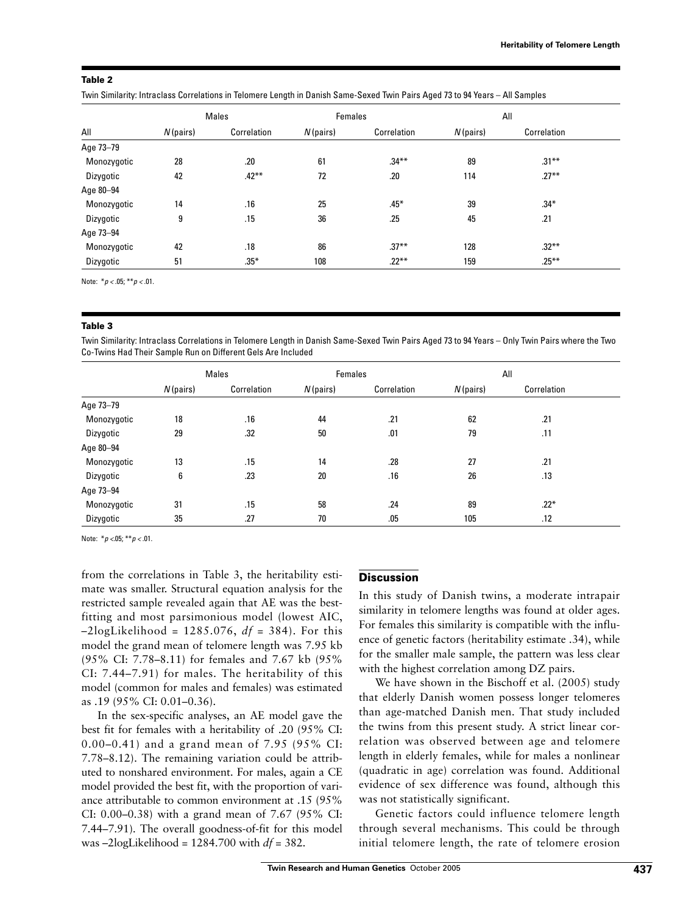**Table 2**

Twin Similarity: Intraclass Correlations in Telomere Length in Danish Same-Sexed Twin Pairs Aged 73 to 94 Years – All Samples

| All | Males | | Females | | All | |
|---|---|---|---|---|---|---|
| | *N* (pairs) | Correlation | *N* (pairs) | Correlation | *N* (pairs) | Correlation |
| Age 73–79 | | | | | | |
| Monozygotic | 28 | .20 | 61 | .34** | 89 | .31** |
| Dizygotic | 42 | .42** | 72 | .20 | 114 | .27** |
| Age 80–94 | | | | | | |
| Monozygotic | 14 | .16 | 25 | .45* | 39 | .34* |
| Dizygotic | 9 | .15 | 36 | .25 | 45 | .21 |
| Age 73–94 | | | | | | |
| Monozygotic | 42 | .18 | 86 | .37** | 128 | .32** |
| Dizygotic | 51 | .35* | 108 | .22** | 159 | .25** |

Note: $^*p < .05$; $^{**}p < .01$.

**Table 3**

Twin Similarity: Intraclass Correlations in Telomere Length in Danish Same-Sexed Twin Pairs Aged 73 to 94 Years – Only Twin Pairs where the Two Co-Twins Had Their Sample Run on Different Gels Are Included

| | Males | | Females | | All | |
|---|---|---|---|---|---|---|
| | *N* (pairs) | Correlation | *N* (pairs) | Correlation | *N* (pairs) | Correlation |
| Age 73–79 | | | | | | |
| Monozygotic | 18 | .16 | 44 | .21 | 62 | .21 |
| Dizygotic | 29 | .32 | 50 | .01 | 79 | .11 |
| Age 80–94 | | | | | | |
| Monozygotic | 13 | .15 | 14 | .28 | 27 | .21 |
| Dizygotic | 6 | .23 | 20 | .16 | 26 | .13 |
| Age 73–94 | | | | | | |
| Monozygotic | 31 | .15 | 58 | .24 | 89 | .22* |
| Dizygotic | 35 | .27 | 70 | .05 | 105 | .12 |

Note: $^*p < .05$; $^{**}p < .01$.

from the correlations in Table 3, the heritability estimate was smaller. Structural equation analysis for the restricted sample revealed again that AE was the best-fitting and most parsimonious model (lowest AIC, $-2\log$Likelihood = 1285.076, *df* = 384). For this model the grand mean of telomere length was 7.95 kb (95% CI: 7.78–8.11) for females and 7.67 kb (95% CI: 7.44–7.91) for males. The heritability of this model (common for males and females) was estimated as .19 (95% CI: 0.01–0.36).

In the sex-specific analyses, an AE model gave the best fit for females with a heritability of .20 (95% CI: 0.00–0.41) and a grand mean of 7.95 (95% CI: 7.78–8.12). The remaining variation could be attributed to nonshared environment. For males, again a CE model provided the best fit, with the proportion of variance attributable to common environment at .15 (95% CI: 0.00–0.38) with a grand mean of 7.67 (95% CI: 7.44–7.91). The overall goodness-of-fit for this model was $-2\log$Likelihood = 1284.700 with *df* = 382.

## Discussion

In this study of Danish twins, a moderate intrapair similarity in telomere lengths was found at older ages. For females this similarity is compatible with the influence of genetic factors (heritability estimate .34), while for the smaller male sample, the pattern was less clear with the highest correlation among DZ pairs.

We have shown in the Bischoff et al. (2005) study that elderly Danish women possess longer telomeres than age-matched Danish men. That study included the twins from this present study. A strict linear correlation was observed between age and telomere length in elderly females, while for males a nonlinear (quadratic in age) correlation was found. Additional evidence of sex difference was found, although this was not statistically significant.

Genetic factors could influence telomere length through several mechanisms. This could be through initial telomere length, the rate of telomere erosion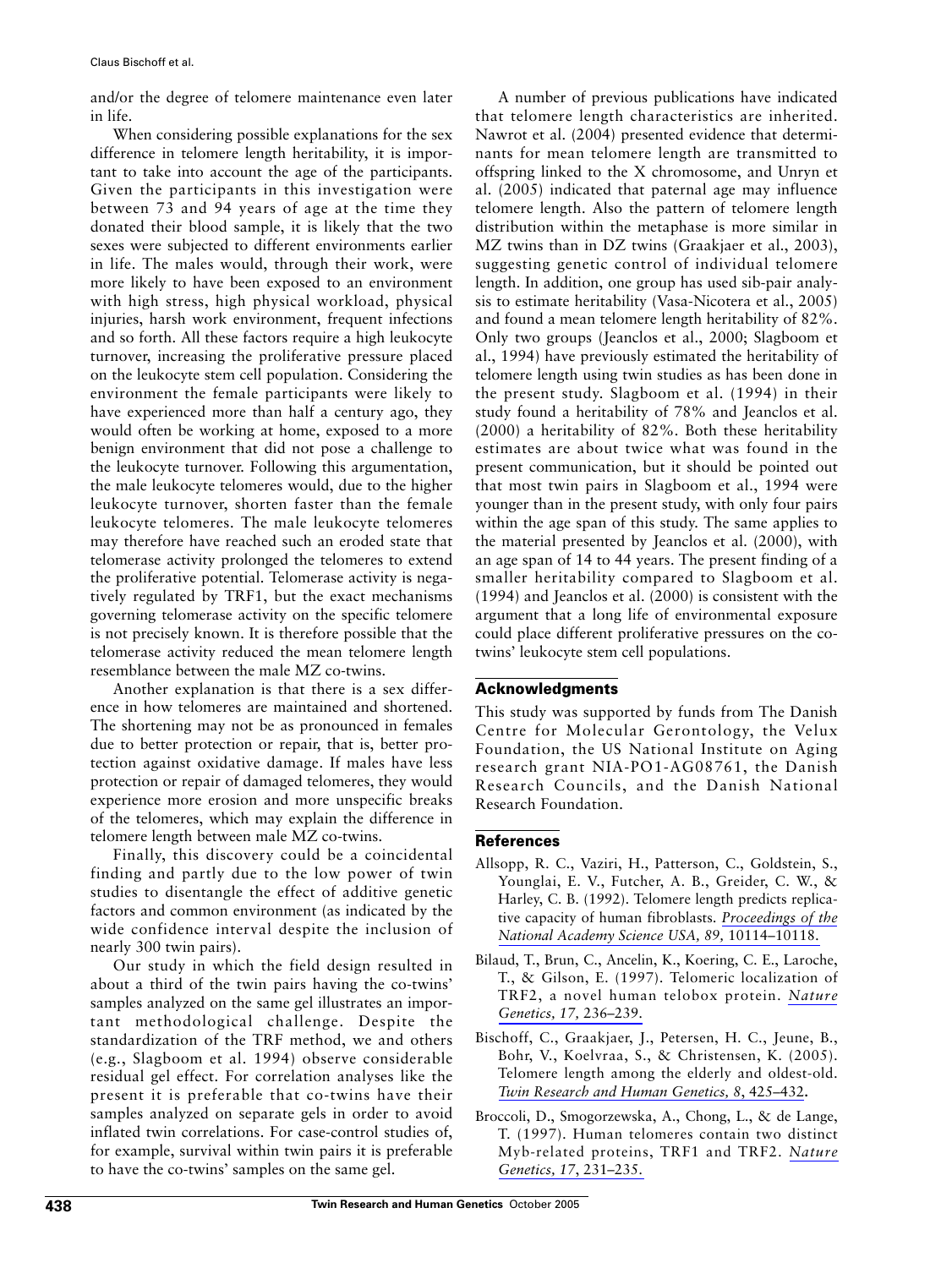and/or the degree of telomere maintenance even later in life.

When considering possible explanations for the sex difference in telomere length heritability, it is important to take into account the age of the participants. Given the participants in this investigation were between 73 and 94 years of age at the time they donated their blood sample, it is likely that the two sexes were subjected to different environments earlier in life. The males would, through their work, were more likely to have been exposed to an environment with high stress, high physical workload, physical injuries, harsh work environment, frequent infections and so forth. All these factors require a high leukocyte turnover, increasing the proliferative pressure placed on the leukocyte stem cell population. Considering the environment the female participants were likely to have experienced more than half a century ago, they would often be working at home, exposed to a more benign environment that did not pose a challenge to the leukocyte turnover. Following this argumentation, the male leukocyte telomeres would, due to the higher leukocyte turnover, shorten faster than the female leukocyte telomeres. The male leukocyte telomeres may therefore have reached such an eroded state that telomerase activity prolonged the telomeres to extend the proliferative potential. Telomerase activity is negatively regulated by TRF1, but the exact mechanisms governing telomerase activity on the specific telomere is not precisely known. It is therefore possible that the telomerase activity reduced the mean telomere length resemblance between the male MZ co-twins.

Another explanation is that there is a sex difference in how telomeres are maintained and shortened. The shortening may not be as pronounced in females due to better protection or repair, that is, better protection against oxidative damage. If males have less protection or repair of damaged telomeres, they would experience more erosion and more unspecific breaks of the telomeres, which may explain the difference in telomere length between male MZ co-twins.

Finally, this discovery could be a coincidental finding and partly due to the low power of twin studies to disentangle the effect of additive genetic factors and common environment (as indicated by the wide confidence interval despite the inclusion of nearly 300 twin pairs).

Our study in which the field design resulted in about a third of the twin pairs having the co-twins' samples analyzed on the same gel illustrates an important methodological challenge. Despite the standardization of the TRF method, we and others (e.g., Slagboom et al. 1994) observe considerable residual gel effect. For correlation analyses like the present it is preferable that co-twins have their samples analyzed on separate gels in order to avoid inflated twin correlations. For case-control studies of, for example, survival within twin pairs it is preferable to have the co-twins' samples on the same gel.

A number of previous publications have indicated that telomere length characteristics are inherited. Nawrot et al. (2004) presented evidence that determinants for mean telomere length are transmitted to offspring linked to the X chromosome, and Unryn et al. (2005) indicated that paternal age may influence telomere length. Also the pattern of telomere length distribution within the metaphase is more similar in MZ twins than in DZ twins (Graakjaer et al., 2003), suggesting genetic control of individual telomere length. In addition, one group has used sib-pair analysis to estimate heritability (Vasa-Nicotera et al., 2005) and found a mean telomere length heritability of 82%. Only two groups (Jeanclos et al., 2000; Slagboom et al., 1994) have previously estimated the heritability of telomere length using twin studies as has been done in the present study. Slagboom et al. (1994) in their study found a heritability of 78% and Jeanclos et al. (2000) a heritability of 82%. Both these heritability estimates are about twice what was found in the present communication, but it should be pointed out that most twin pairs in Slagboom et al., 1994 were younger than in the present study, with only four pairs within the age span of this study. The same applies to the material presented by Jeanclos et al. (2000), with an age span of 14 to 44 years. The present finding of a smaller heritability compared to Slagboom et al. (1994) and Jeanclos et al. (2000) is consistent with the argument that a long life of environmental exposure could place different proliferative pressures on the co-twins' leukocyte stem cell populations.

## Acknowledgments

This study was supported by funds from The Danish Centre for Molecular Gerontology, the Velux Foundation, the US National Institute on Aging research grant NIA-PO1-AG08761, the Danish Research Councils, and the Danish National Research Foundation.

## References

Allsopp, R. C., Vaziri, H., Patterson, C., Goldstein, S., Younglai, E. V., Futcher, A. B., Greider, C. W., & Harley, C. B. (1992). Telomere length predicts replicative capacity of human fibroblasts. *Proceedings of the National Academy Science USA, 89,* 10114–10118.

Bilaud, T., Brun, C., Ancelin, K., Koering, C. E., Laroche, T., & Gilson, E. (1997). Telomeric localization of TRF2, a novel human telobox protein. *Nature Genetics, 17,* 236–239.

Bischoff, C., Graakjaer, J., Petersen, H. C., Jeune, B., Bohr, V., Koelvraa, S., & Christensen, K. (2005). Telomere length among the elderly and oldest-old. *Twin Research and Human Genetics, 8*, 425–432**.**

Broccoli, D., Smogorzewska, A., Chong, L., & de Lange, T. (1997). Human telomeres contain two distinct Myb-related proteins, TRF1 and TRF2. *Nature Genetics, 17*, 231–235.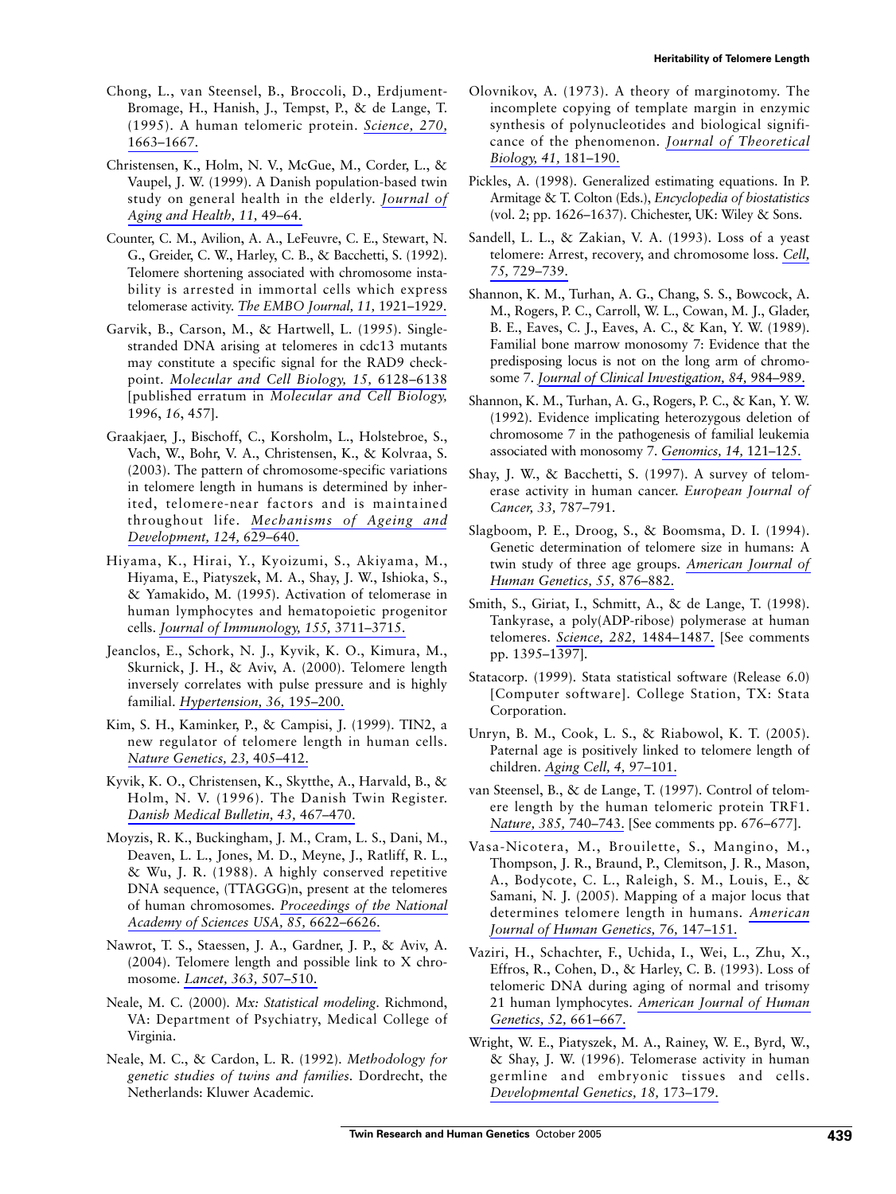Chong, L., van Steensel, B., Broccoli, D., Erdjument-Bromage, H., Hanish, J., Tempst, P., & de Lange, T. (1995). A human telomeric protein. *Science, 270,* 1663–1667.

Christensen, K., Holm, N. V., McGue, M., Corder, L., & Vaupel, J. W. (1999). A Danish population-based twin study on general health in the elderly. *Journal of Aging and Health, 11,* 49–64.

Counter, C. M., Avilion, A. A., LeFeuvre, C. E., Stewart, N. G., Greider, C. W., Harley, C. B., & Bacchetti, S. (1992). Telomere shortening associated with chromosome instability is arrested in immortal cells which express telomerase activity. *The EMBO Journal, 11,* 1921–1929.

Garvik, B., Carson, M., & Hartwell, L. (1995). Single-stranded DNA arising at telomeres in cdc13 mutants may constitute a specific signal for the RAD9 checkpoint. *Molecular and Cell Biology, 15,* 6128–6138 [published erratum in *Molecular and Cell Biology,* 1996, *16*, 457].

Graakjaer, J., Bischoff, C., Korsholm, L., Holstebroe, S., Vach, W., Bohr, V. A., Christensen, K., & Kolvraa, S. (2003). The pattern of chromosome-specific variations in telomere length in humans is determined by inherited, telomere-near factors and is maintained throughout life. *Mechanisms of Ageing and Development, 124,* 629–640.

Hiyama, K., Hirai, Y., Kyoizumi, S., Akiyama, M., Hiyama, E., Piatyszek, M. A., Shay, J. W., Ishioka, S., & Yamakido, M. (1995). Activation of telomerase in human lymphocytes and hematopoietic progenitor cells. *Journal of Immunology, 155,* 3711–3715.

Jeanclos, E., Schork, N. J., Kyvik, K. O., Kimura, M., Skurnick, J. H., & Aviv, A. (2000). Telomere length inversely correlates with pulse pressure and is highly familial. *Hypertension, 36,* 195–200.

Kim, S. H., Kaminker, P., & Campisi, J. (1999). TIN2, a new regulator of telomere length in human cells. *Nature Genetics, 23,* 405–412.

Kyvik, K. O., Christensen, K., Skytthe, A., Harvald, B., & Holm, N. V. (1996). The Danish Twin Register. *Danish Medical Bulletin, 43,* 467–470.

Moyzis, R. K., Buckingham, J. M., Cram, L. S., Dani, M., Deaven, L. L., Jones, M. D., Meyne, J., Ratliff, R. L., & Wu, J. R. (1988). A highly conserved repetitive DNA sequence, (TTAGGG)n, present at the telomeres of human chromosomes. *Proceedings of the National Academy of Sciences USA, 85,* 6622–6626.

Nawrot, T. S., Staessen, J. A., Gardner, J. P., & Aviv, A. (2004). Telomere length and possible link to X chromosome. *Lancet, 363,* 507–510.

Neale, M. C. (2000). *Mx: Statistical modeling*. Richmond, VA: Department of Psychiatry, Medical College of Virginia.

Neale, M. C., & Cardon, L. R. (1992). *Methodology for genetic studies of twins and families*. Dordrecht, the Netherlands: Kluwer Academic.

Olovnikov, A. (1973). A theory of marginotomy. The incomplete copying of template margin in enzymic synthesis of polynucleotides and biological significance of the phenomenon. *Journal of Theoretical Biology, 41,* 181–190.

Pickles, A. (1998). Generalized estimating equations. In P. Armitage & T. Colton (Eds.), *Encyclopedia of biostatistics* (vol. 2; pp. 1626–1637). Chichester, UK: Wiley & Sons.

Sandell, L. L., & Zakian, V. A. (1993). Loss of a yeast telomere: Arrest, recovery, and chromosome loss. *Cell, 75,* 729–739.

Shannon, K. M., Turhan, A. G., Chang, S. S., Bowcock, A. M., Rogers, P. C., Carroll, W. L., Cowan, M. J., Glader, B. E., Eaves, C. J., Eaves, A. C., & Kan, Y. W. (1989). Familial bone marrow monosomy 7: Evidence that the predisposing locus is not on the long arm of chromosome 7. *Journal of Clinical Investigation, 84,* 984–989.

Shannon, K. M., Turhan, A. G., Rogers, P. C., & Kan, Y. W. (1992). Evidence implicating heterozygous deletion of chromosome 7 in the pathogenesis of familial leukemia associated with monosomy 7. *Genomics, 14,* 121–125.

Shay, J. W., & Bacchetti, S. (1997). A survey of telomerase activity in human cancer. *European Journal of Cancer, 33,* 787–791.

Slagboom, P. E., Droog, S., & Boomsma, D. I. (1994). Genetic determination of telomere size in humans: A twin study of three age groups. *American Journal of Human Genetics, 55,* 876–882.

Smith, S., Giriat, I., Schmitt, A., & de Lange, T. (1998). Tankyrase, a poly(ADP-ribose) polymerase at human telomeres. *Science, 282,* 1484–1487. [See comments pp. 1395–1397].

Statacorp. (1999). Stata statistical software (Release 6.0) [Computer software]. College Station, TX: Stata Corporation.

Unryn, B. M., Cook, L. S., & Riabowol, K. T. (2005). Paternal age is positively linked to telomere length of children. *Aging Cell, 4,* 97–101.

van Steensel, B., & de Lange, T. (1997). Control of telomere length by the human telomeric protein TRF1. *Nature, 385,* 740–743. [See comments pp. 676–677].

Vasa-Nicotera, M., Brouilette, S., Mangino, M., Thompson, J. R., Braund, P., Clemitson, J. R., Mason, A., Bodycote, C. L., Raleigh, S. M., Louis, E., & Samani, N. J. (2005). Mapping of a major locus that determines telomere length in humans. *American Journal of Human Genetics, 76,* 147–151.

Vaziri, H., Schachter, F., Uchida, I., Wei, L., Zhu, X., Effros, R., Cohen, D., & Harley, C. B. (1993). Loss of telomeric DNA during aging of normal and trisomy 21 human lymphocytes. *American Journal of Human Genetics, 52,* 661–667.

Wright, W. E., Piatyszek, M. A., Rainey, W. E., Byrd, W., & Shay, J. W. (1996). Telomerase activity in human germline and embryonic tissues and cells. *Developmental Genetics, 18,* 173–179.